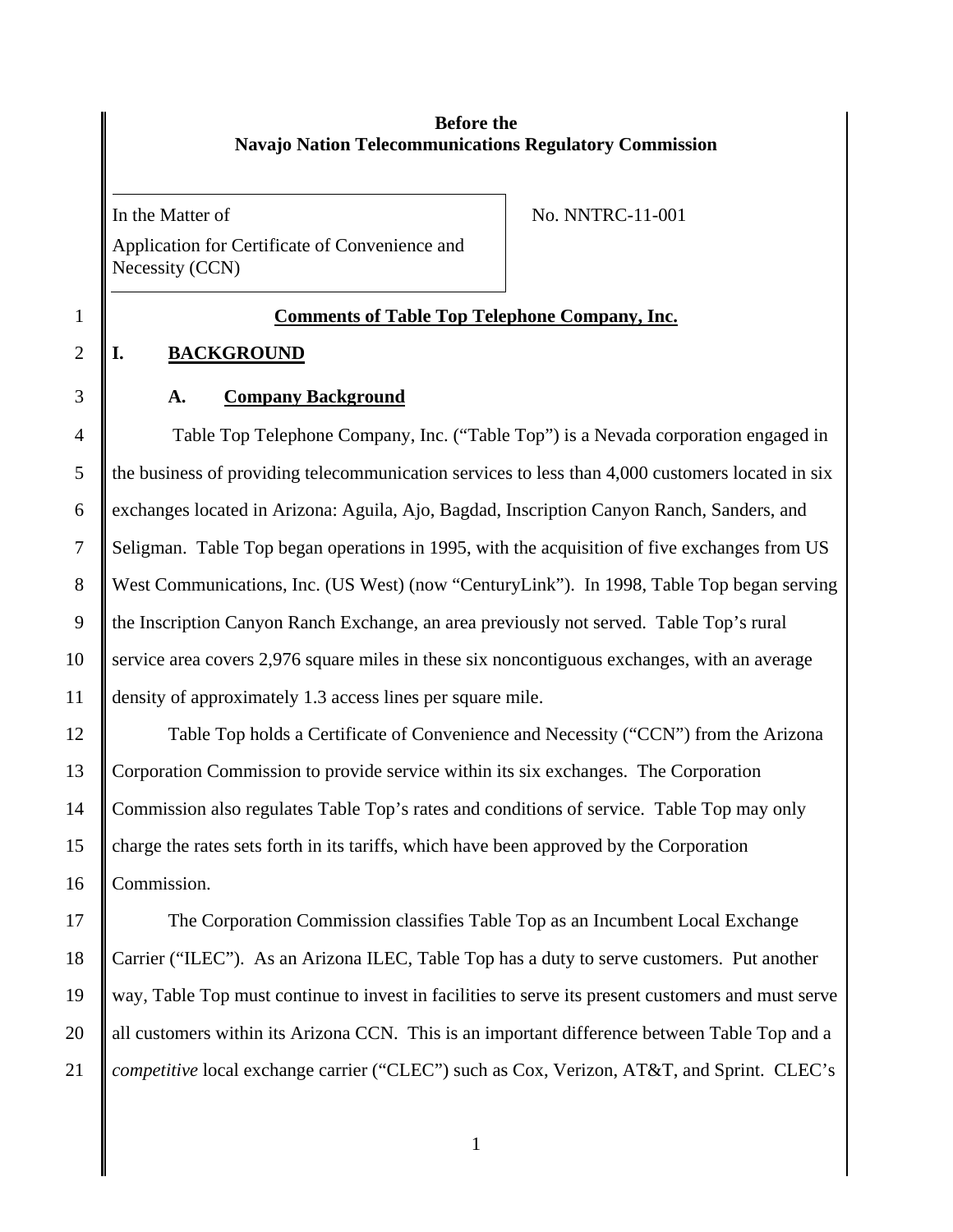**Before the**
**Navajo Nation Telecommunications Regulatory Commission**

In the Matter of

Application for Certificate of Convenience and Necessity (CCN)

No. NNTRC-11-001

## Comments of Table Top Telephone Company, Inc.

## I. BACKGROUND

### A. Company Background

Table Top Telephone Company, Inc. ("Table Top") is a Nevada corporation engaged in the business of providing telecommunication services to less than 4,000 customers located in six exchanges located in Arizona: Aguila, Ajo, Bagdad, Inscription Canyon Ranch, Sanders, and Seligman. Table Top began operations in 1995, with the acquisition of five exchanges from US West Communications, Inc. (US West) (now "CenturyLink"). In 1998, Table Top began serving the Inscription Canyon Ranch Exchange, an area previously not served. Table Top's rural service area covers 2,976 square miles in these six noncontiguous exchanges, with an average density of approximately 1.3 access lines per square mile.

Table Top holds a Certificate of Convenience and Necessity ("CCN") from the Arizona Corporation Commission to provide service within its six exchanges. The Corporation Commission also regulates Table Top's rates and conditions of service. Table Top may only charge the rates sets forth in its tariffs, which have been approved by the Corporation Commission.

The Corporation Commission classifies Table Top as an Incumbent Local Exchange Carrier ("ILEC"). As an Arizona ILEC, Table Top has a duty to serve customers. Put another way, Table Top must continue to invest in facilities to serve its present customers and must serve all customers within its Arizona CCN. This is an important difference between Table Top and a *competitive* local exchange carrier ("CLEC") such as Cox, Verizon, AT&T, and Sprint. CLEC's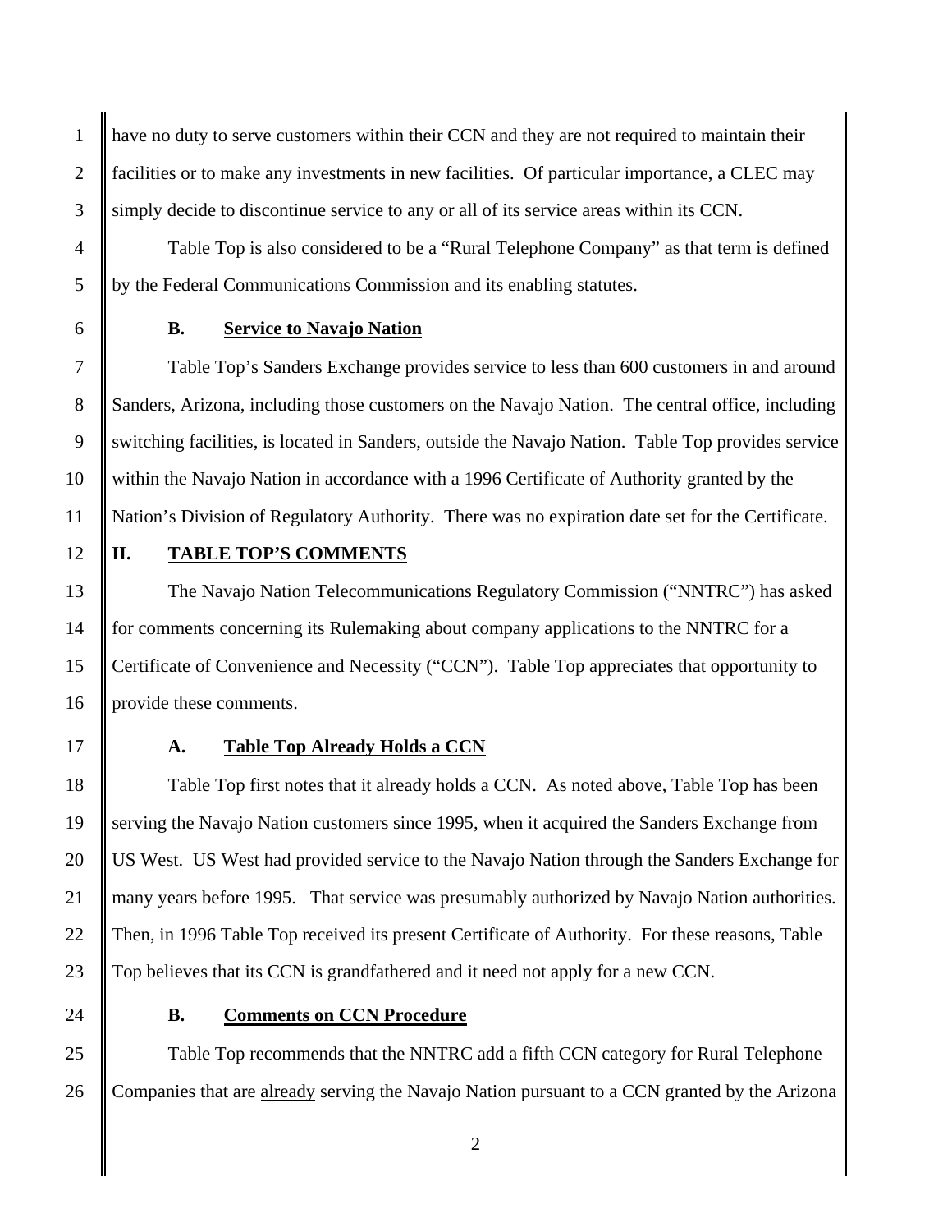have no duty to serve customers within their CCN and they are not required to maintain their facilities or to make any investments in new facilities. Of particular importance, a CLEC may simply decide to discontinue service to any or all of its service areas within its CCN.

Table Top is also considered to be a "Rural Telephone Company" as that term is defined by the Federal Communications Commission and its enabling statutes.

### B. Service to Navajo Nation

Table Top's Sanders Exchange provides service to less than 600 customers in and around Sanders, Arizona, including those customers on the Navajo Nation. The central office, including switching facilities, is located in Sanders, outside the Navajo Nation. Table Top provides service within the Navajo Nation in accordance with a 1996 Certificate of Authority granted by the Nation's Division of Regulatory Authority. There was no expiration date set for the Certificate.

## II. TABLE TOP'S COMMENTS

The Navajo Nation Telecommunications Regulatory Commission ("NNTRC") has asked for comments concerning its Rulemaking about company applications to the NNTRC for a Certificate of Convenience and Necessity ("CCN"). Table Top appreciates that opportunity to provide these comments.

### A. Table Top Already Holds a CCN

Table Top first notes that it already holds a CCN. As noted above, Table Top has been serving the Navajo Nation customers since 1995, when it acquired the Sanders Exchange from US West. US West had provided service to the Navajo Nation through the Sanders Exchange for many years before 1995. That service was presumably authorized by Navajo Nation authorities. Then, in 1996 Table Top received its present Certificate of Authority. For these reasons, Table Top believes that its CCN is grandfathered and it need not apply for a new CCN.

### B. Comments on CCN Procedure

Table Top recommends that the NNTRC add a fifth CCN category for Rural Telephone Companies that are already serving the Navajo Nation pursuant to a CCN granted by the Arizona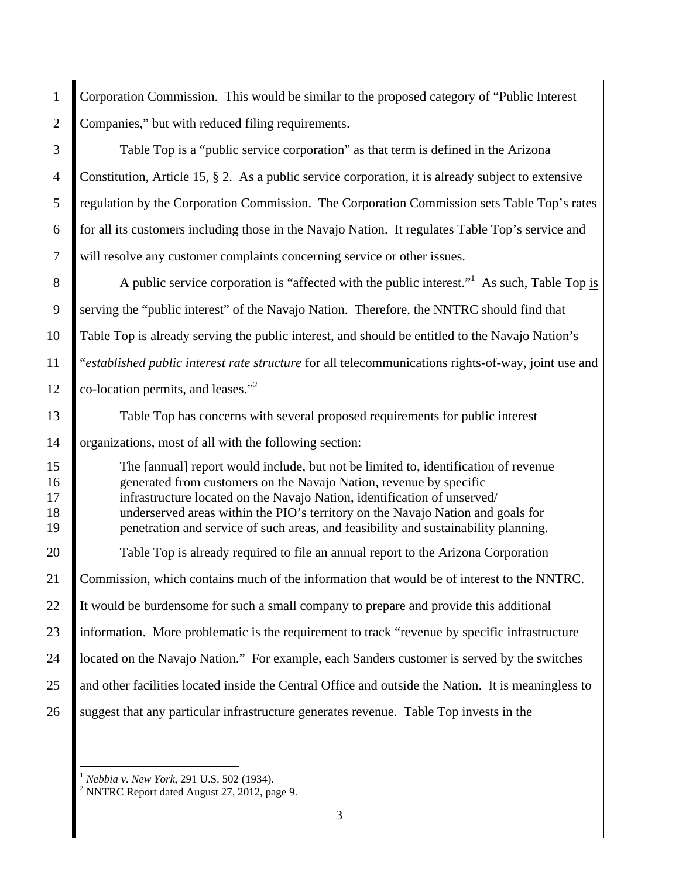Corporation Commission. This would be similar to the proposed category of "Public Interest Companies," but with reduced filing requirements.

Table Top is a "public service corporation" as that term is defined in the Arizona Constitution, Article 15, § 2. As a public service corporation, it is already subject to extensive regulation by the Corporation Commission. The Corporation Commission sets Table Top's rates for all its customers including those in the Navajo Nation. It regulates Table Top's service and will resolve any customer complaints concerning service or other issues.

A public service corporation is "affected with the public interest."[1] As such, Table Top <u>is</u> serving the "public interest" of the Navajo Nation. Therefore, the NNTRC should find that Table Top is already serving the public interest, and should be entitled to the Navajo Nation's "*established public interest rate structure* for all telecommunications rights-of-way, joint use and co-location permits, and leases."[2]

Table Top has concerns with several proposed requirements for public interest organizations, most of all with the following section:

> The [annual] report would include, but not be limited to, identification of revenue generated from customers on the Navajo Nation, revenue by specific infrastructure located on the Navajo Nation, identification of unserved/ underserved areas within the PIO's territory on the Navajo Nation and goals for penetration and service of such areas, and feasibility and sustainability planning.

Table Top is already required to file an annual report to the Arizona Corporation Commission, which contains much of the information that would be of interest to the NNTRC. It would be burdensome for such a small company to prepare and provide this additional information. More problematic is the requirement to track "revenue by specific infrastructure located on the Navajo Nation." For example, each Sanders customer is served by the switches and other facilities located inside the Central Office and outside the Nation. It is meaningless to suggest that any particular infrastructure generates revenue. Table Top invests in the

---

[1] *Nebbia v. New York*, 291 U.S. 502 (1934).

[2] NNTRC Report dated August 27, 2012, page 9.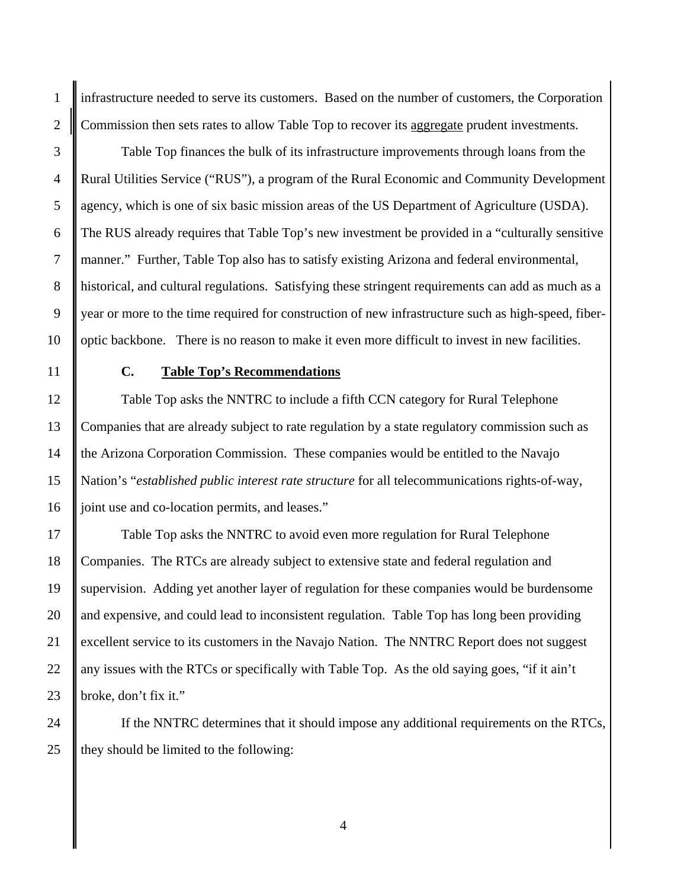infrastructure needed to serve its customers. Based on the number of customers, the Corporation Commission then sets rates to allow Table Top to recover its aggregate prudent investments.

Table Top finances the bulk of its infrastructure improvements through loans from the Rural Utilities Service ("RUS"), a program of the Rural Economic and Community Development agency, which is one of six basic mission areas of the US Department of Agriculture (USDA). The RUS already requires that Table Top's new investment be provided in a "culturally sensitive manner." Further, Table Top also has to satisfy existing Arizona and federal environmental, historical, and cultural regulations. Satisfying these stringent requirements can add as much as a year or more to the time required for construction of new infrastructure such as high-speed, fiber-optic backbone. There is no reason to make it even more difficult to invest in new facilities.

### C. Table Top's Recommendations

Table Top asks the NNTRC to include a fifth CCN category for Rural Telephone Companies that are already subject to rate regulation by a state regulatory commission such as the Arizona Corporation Commission. These companies would be entitled to the Navajo Nation's "*established public interest rate structure* for all telecommunications rights-of-way, joint use and co-location permits, and leases."

Table Top asks the NNTRC to avoid even more regulation for Rural Telephone Companies. The RTCs are already subject to extensive state and federal regulation and supervision. Adding yet another layer of regulation for these companies would be burdensome and expensive, and could lead to inconsistent regulation. Table Top has long been providing excellent service to its customers in the Navajo Nation. The NNTRC Report does not suggest any issues with the RTCs or specifically with Table Top. As the old saying goes, "if it ain't broke, don't fix it."

If the NNTRC determines that it should impose any additional requirements on the RTCs, they should be limited to the following: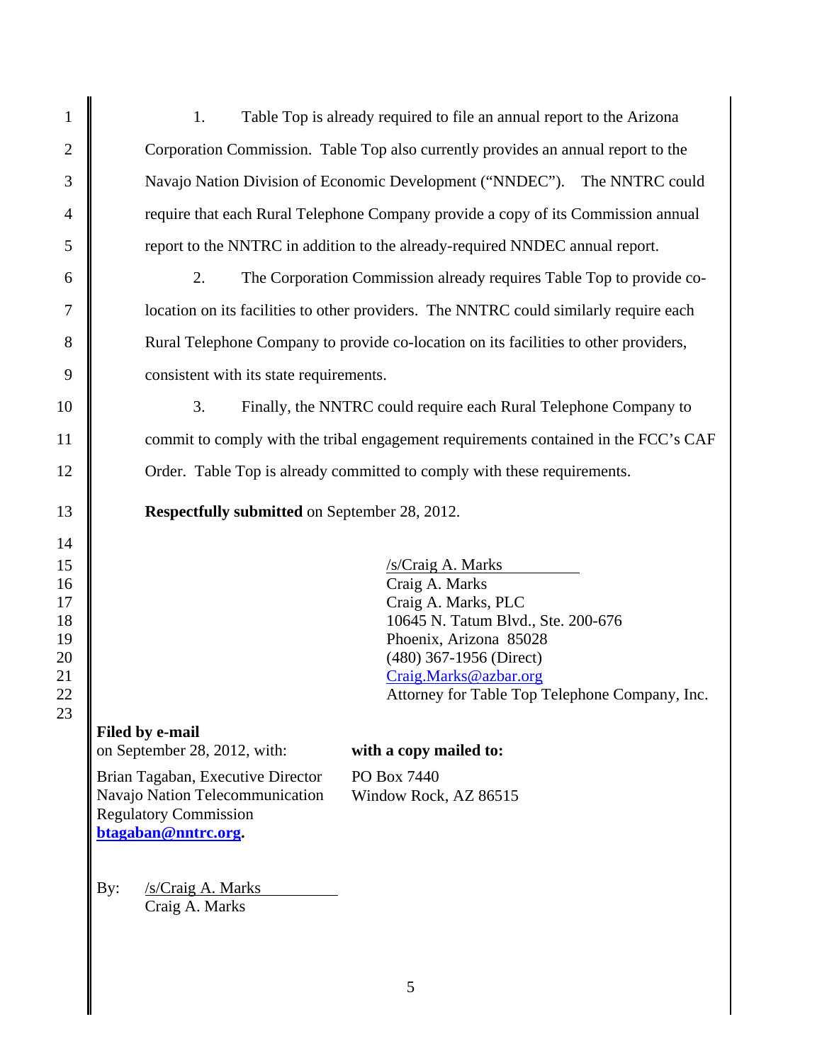1. Table Top is already required to file an annual report to the Arizona Corporation Commission. Table Top also currently provides an annual report to the Navajo Nation Division of Economic Development ("NNDEC"). The NNTRC could require that each Rural Telephone Company provide a copy of its Commission annual report to the NNTRC in addition to the already-required NNDEC annual report.

2. The Corporation Commission already requires Table Top to provide co-location on its facilities to other providers. The NNTRC could similarly require each Rural Telephone Company to provide co-location on its facilities to other providers, consistent with its state requirements.

3. Finally, the NNTRC could require each Rural Telephone Company to commit to comply with the tribal engagement requirements contained in the FCC's CAF Order. Table Top is already committed to comply with these requirements.

**Respectfully submitted** on September 28, 2012.

/s/Craig A. Marks  
Craig A. Marks  
Craig A. Marks, PLC  
10645 N. Tatum Blvd., Ste. 200-676  
Phoenix, Arizona 85028  
(480) 367-1956 (Direct)  
Craig.Marks@azbar.org  
Attorney for Table Top Telephone Company, Inc.

**Filed by e-mail**  
on September 28, 2012, with:

Brian Tagaban, Executive Director  
Navajo Nation Telecommunication Regulatory Commission  
**btagaban@nntrc.org.**

**with a copy mailed to:**

PO Box 7440  
Window Rock, AZ 86515

By: /s/Craig A. Marks  
Craig A. Marks